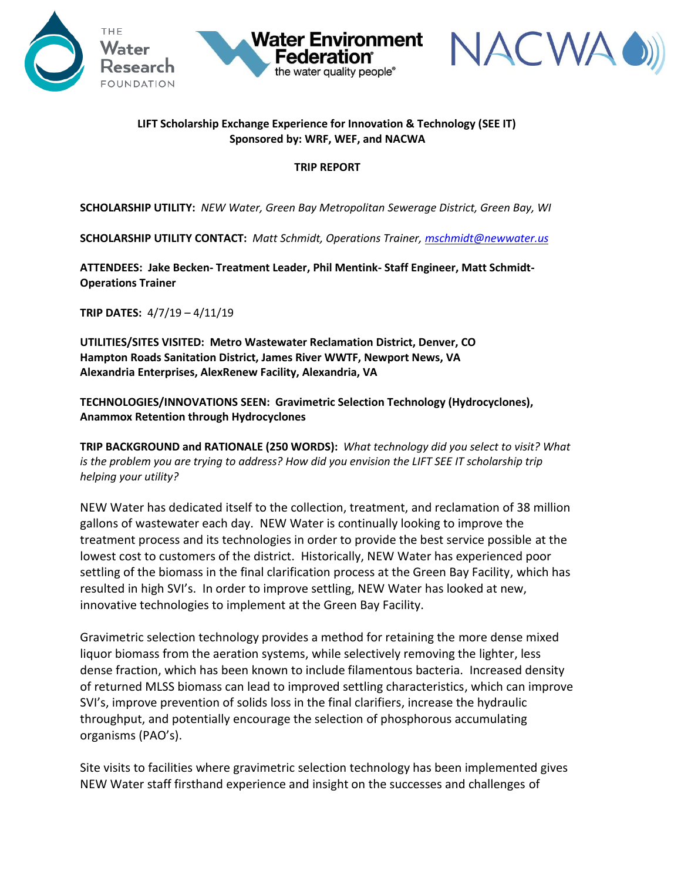**LIFT Scholarship Exchange Experience for Innovation & Technology (SEE IT)**
**Sponsored by: WRF, WEF, and NACWA**

**TRIP REPORT**

**SCHOLARSHIP UTILITY:** *NEW Water, Green Bay Metropolitan Sewerage District, Green Bay, WI*

**SCHOLARSHIP UTILITY CONTACT:** *Matt Schmidt, Operations Trainer, mschmidt@newwater.us*

**ATTENDEES: Jake Becken- Treatment Leader, Phil Mentink- Staff Engineer, Matt Schmidt- Operations Trainer**

**TRIP DATES:** 4/7/19 – 4/11/19

**UTILITIES/SITES VISITED: Metro Wastewater Reclamation District, Denver, CO**
**Hampton Roads Sanitation District, James River WWTF, Newport News, VA**
**Alexandria Enterprises, AlexRenew Facility, Alexandria, VA**

**TECHNOLOGIES/INNOVATIONS SEEN: Gravimetric Selection Technology (Hydrocyclones), Anammox Retention through Hydrocyclones**

**TRIP BACKGROUND and RATIONALE (250 WORDS):** *What technology did you select to visit? What is the problem you are trying to address? How did you envision the LIFT SEE IT scholarship trip helping your utility?*

NEW Water has dedicated itself to the collection, treatment, and reclamation of 38 million gallons of wastewater each day. NEW Water is continually looking to improve the treatment process and its technologies in order to provide the best service possible at the lowest cost to customers of the district. Historically, NEW Water has experienced poor settling of the biomass in the final clarification process at the Green Bay Facility, which has resulted in high SVI's. In order to improve settling, NEW Water has looked at new, innovative technologies to implement at the Green Bay Facility.

Gravimetric selection technology provides a method for retaining the more dense mixed liquor biomass from the aeration systems, while selectively removing the lighter, less dense fraction, which has been known to include filamentous bacteria. Increased density of returned MLSS biomass can lead to improved settling characteristics, which can improve SVI's, improve prevention of solids loss in the final clarifiers, increase the hydraulic throughput, and potentially encourage the selection of phosphorous accumulating organisms (PAO's).

Site visits to facilities where gravimetric selection technology has been implemented gives NEW Water staff firsthand experience and insight on the successes and challenges of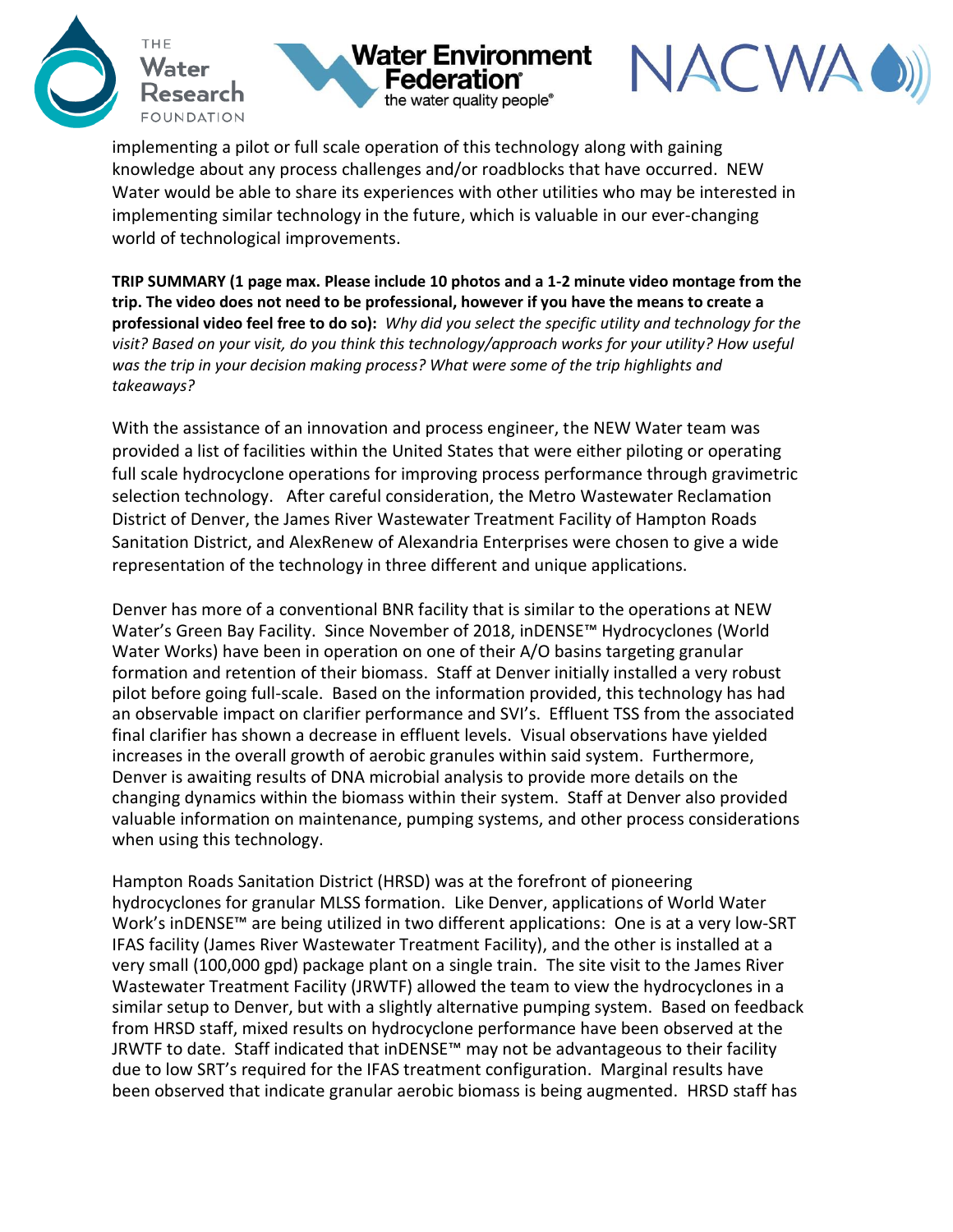implementing a pilot or full scale operation of this technology along with gaining knowledge about any process challenges and/or roadblocks that have occurred. NEW Water would be able to share its experiences with other utilities who may be interested in implementing similar technology in the future, which is valuable in our ever-changing world of technological improvements.

**TRIP SUMMARY (1 page max. Please include 10 photos and a 1-2 minute video montage from the trip. The video does not need to be professional, however if you have the means to create a professional video feel free to do so):** *Why did you select the specific utility and technology for the visit? Based on your visit, do you think this technology/approach works for your utility? How useful was the trip in your decision making process? What were some of the trip highlights and takeaways?*

With the assistance of an innovation and process engineer, the NEW Water team was provided a list of facilities within the United States that were either piloting or operating full scale hydrocyclone operations for improving process performance through gravimetric selection technology. After careful consideration, the Metro Wastewater Reclamation District of Denver, the James River Wastewater Treatment Facility of Hampton Roads Sanitation District, and AlexRenew of Alexandria Enterprises were chosen to give a wide representation of the technology in three different and unique applications.

Denver has more of a conventional BNR facility that is similar to the operations at NEW Water's Green Bay Facility. Since November of 2018, inDENSE™ Hydrocyclones (World Water Works) have been in operation on one of their A/O basins targeting granular formation and retention of their biomass. Staff at Denver initially installed a very robust pilot before going full-scale. Based on the information provided, this technology has had an observable impact on clarifier performance and SVI's. Effluent TSS from the associated final clarifier has shown a decrease in effluent levels. Visual observations have yielded increases in the overall growth of aerobic granules within said system. Furthermore, Denver is awaiting results of DNA microbial analysis to provide more details on the changing dynamics within the biomass within their system. Staff at Denver also provided valuable information on maintenance, pumping systems, and other process considerations when using this technology.

Hampton Roads Sanitation District (HRSD) was at the forefront of pioneering hydrocyclones for granular MLSS formation. Like Denver, applications of World Water Work's inDENSE™ are being utilized in two different applications: One is at a very low-SRT IFAS facility (James River Wastewater Treatment Facility), and the other is installed at a very small (100,000 gpd) package plant on a single train. The site visit to the James River Wastewater Treatment Facility (JRWTF) allowed the team to view the hydrocyclones in a similar setup to Denver, but with a slightly alternative pumping system. Based on feedback from HRSD staff, mixed results on hydrocyclone performance have been observed at the JRWTF to date. Staff indicated that inDENSE™ may not be advantageous to their facility due to low SRT's required for the IFAS treatment configuration. Marginal results have been observed that indicate granular aerobic biomass is being augmented. HRSD staff has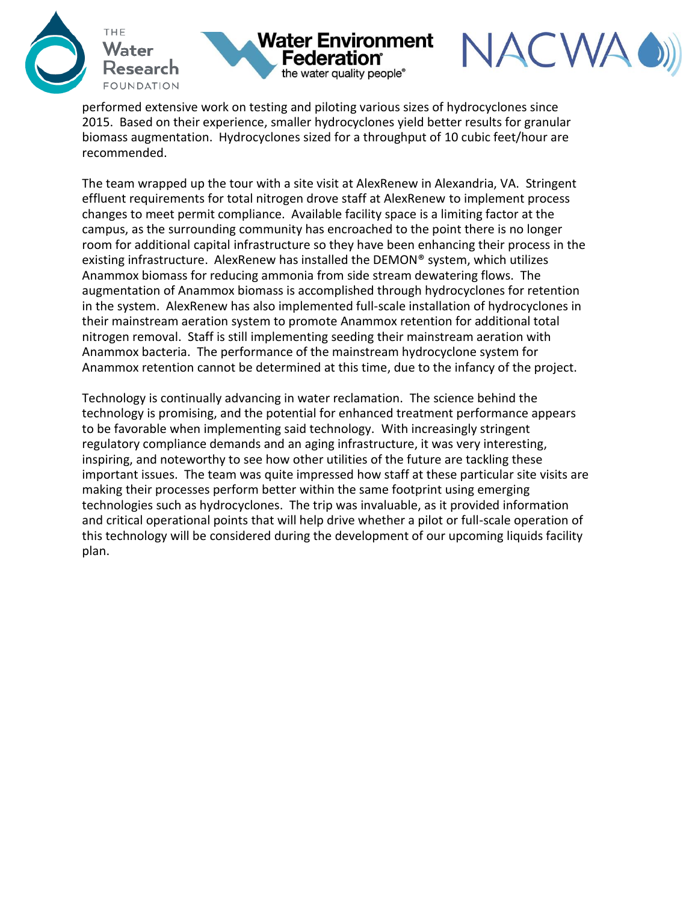performed extensive work on testing and piloting various sizes of hydrocyclones since 2015. Based on their experience, smaller hydrocyclones yield better results for granular biomass augmentation. Hydrocyclones sized for a throughput of 10 cubic feet/hour are recommended.

The team wrapped up the tour with a site visit at AlexRenew in Alexandria, VA. Stringent effluent requirements for total nitrogen drove staff at AlexRenew to implement process changes to meet permit compliance. Available facility space is a limiting factor at the campus, as the surrounding community has encroached to the point there is no longer room for additional capital infrastructure so they have been enhancing their process in the existing infrastructure. AlexRenew has installed the DEMON® system, which utilizes Anammox biomass for reducing ammonia from side stream dewatering flows. The augmentation of Anammox biomass is accomplished through hydrocyclones for retention in the system. AlexRenew has also implemented full-scale installation of hydrocyclones in their mainstream aeration system to promote Anammox retention for additional total nitrogen removal. Staff is still implementing seeding their mainstream aeration with Anammox bacteria. The performance of the mainstream hydrocycone system for Anammox retention cannot be determined at this time, due to the infancy of the project.

Technology is continually advancing in water reclamation. The science behind the technology is promising, and the potential for enhanced treatment performance appears to be favorable when implementing said technology. With increasingly stringent regulatory compliance demands and an aging infrastructure, it was very interesting, inspiring, and noteworthy to see how other utilities of the future are tackling these important issues. The team was quite impressed how staff at these particular site visits are making their processes perform better within the same footprint using emerging technologies such as hydrocyclones. The trip was invaluable, as it provided information and critical operational points that will help drive whether a pilot or full-scale operation of this technology will be considered during the development of our upcoming liquids facility plan.